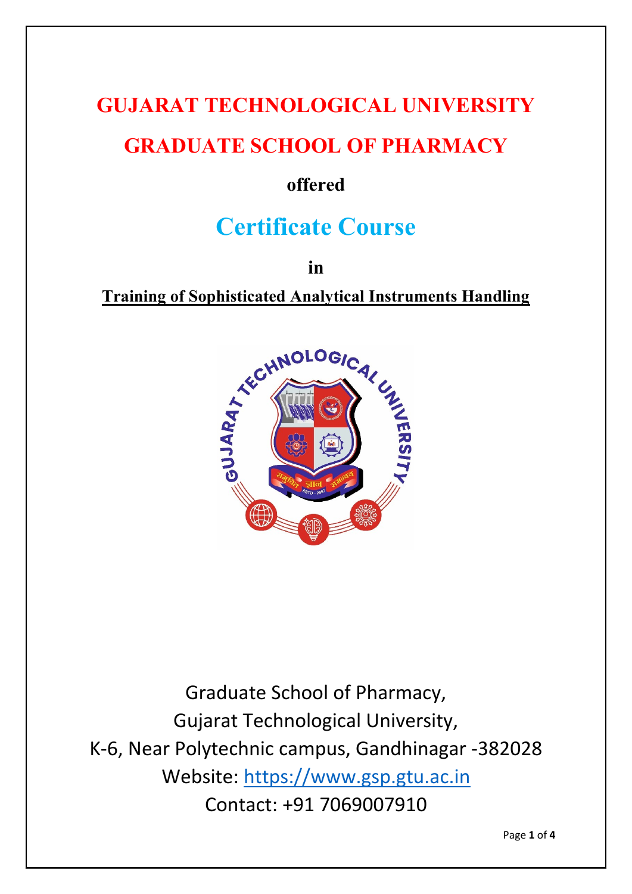# GUJARAT TECHNOLOGICAL UNIVERSITY

# GRADUATE SCHOOL OF PHARMACY

**offered**

## Certificate Course

**in**

**Training of Sophisticated Analytical Instruments Handling**

Graduate School of Pharmacy,
Gujarat Technological University,
K-6, Near Polytechnic campus, Gandhinagar -382028
Website: https://www.gsp.gtu.ac.in
Contact: +91 7069007910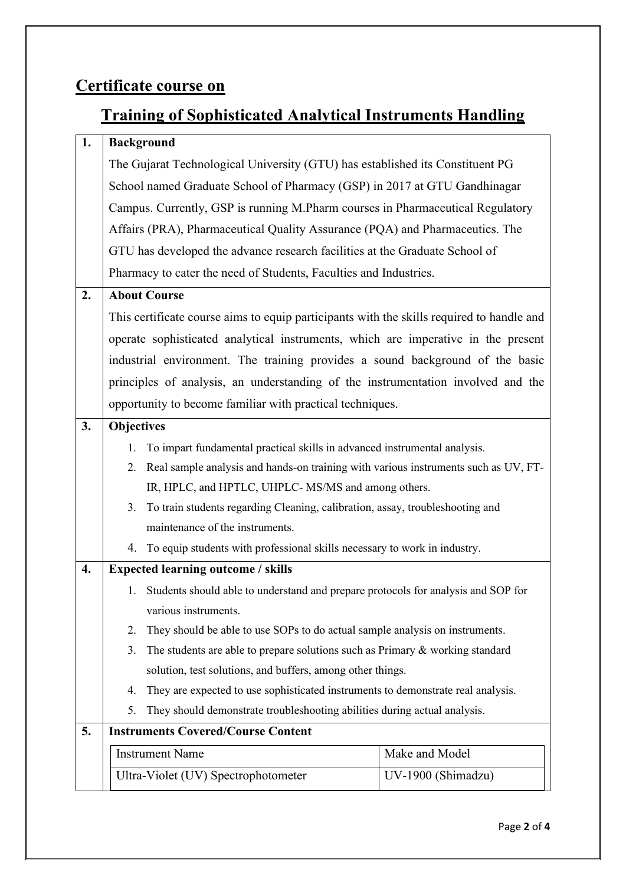## Certificate course on

## Training of Sophisticated Analytical Instruments Handling

### 1. Background

The Gujarat Technological University (GTU) has established its Constituent PG School named Graduate School of Pharmacy (GSP) in 2017 at GTU Gandhinagar Campus. Currently, GSP is running M.Pharm courses in Pharmaceutical Regulatory Affairs (PRA), Pharmaceutical Quality Assurance (PQA) and Pharmaceutics. The GTU has developed the advance research facilities at the Graduate School of Pharmacy to cater the need of Students, Faculties and Industries.

### 2. About Course

This certificate course aims to equip participants with the skills required to handle and operate sophisticated analytical instruments, which are imperative in the present industrial environment. The training provides a sound background of the basic principles of analysis, an understanding of the instrumentation involved and the opportunity to become familiar with practical techniques.

### 3. Objectives

1. To impart fundamental practical skills in advanced instrumental analysis.
2. Real sample analysis and hands-on training with various instruments such as UV, FT-IR, HPLC, and HPTLC, UHPLC- MS/MS and among others.
3. To train students regarding Cleaning, calibration, assay, troubleshooting and maintenance of the instruments.
4. To equip students with professional skills necessary to work in industry.

### 4. Expected learning outcome / skills

1. Students should able to understand and prepare protocols for analysis and SOP for various instruments.
2. They should be able to use SOPs to do actual sample analysis on instruments.
3. The students are able to prepare solutions such as Primary & working standard solution, test solutions, and buffers, among other things.
4. They are expected to use sophisticated instruments to demonstrate real analysis.
5. They should demonstrate troubleshooting abilities during actual analysis.

### 5. Instruments Covered/Course Content

| Instrument Name | Make and Model |
|---|---|
| Ultra-Violet (UV) Spectrophotometer | UV-1900 (Shimadzu) |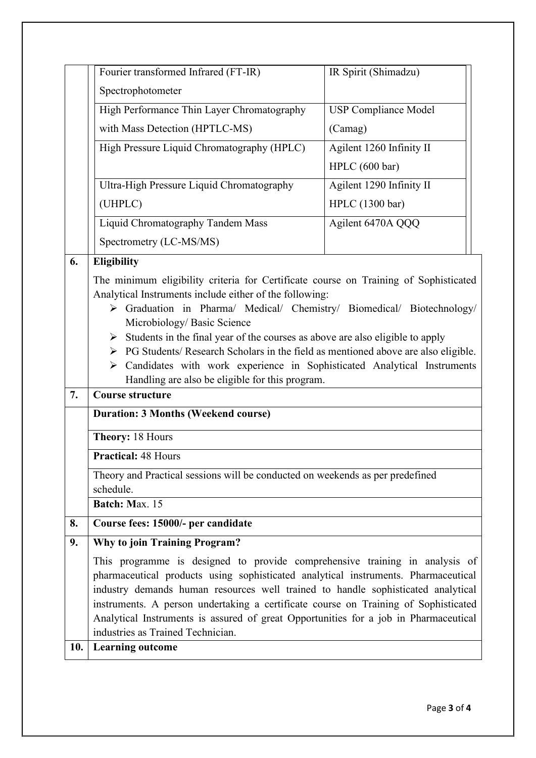| Instrument | Model |
|---|---|
| Fourier transformed Infrared (FT-IR) Spectrophotometer | IR Spirit (Shimadzu) |
| High Performance Thin Layer Chromatography with Mass Detection (HPTLC-MS) | USP Compliance Model (Camag) |
| High Pressure Liquid Chromatography (HPLC) | Agilent 1260 Infinity II HPLC (600 bar) |
| Ultra-High Pressure Liquid Chromatography (UHPLC) | Agilent 1290 Infinity II HPLC (1300 bar) |
| Liquid Chromatography Tandem Mass Spectrometry (LC-MS/MS) | Agilent 6470A QQQ |

**6. Eligibility**

The minimum eligibility criteria for Certificate course on Training of Sophisticated Analytical Instruments include either of the following:

- Graduation in Pharma/ Medical/ Chemistry/ Biomedical/ Biotechnology/ Microbiology/ Basic Science
- Students in the final year of the courses as above are also eligible to apply
- PG Students/ Research Scholars in the field as mentioned above are also eligible.
- Candidates with work experience in Sophisticated Analytical Instruments Handling are also be eligible for this program.

**7. Course structure**

**Duration: 3 Months (Weekend course)**

**Theory:** 18 Hours

**Practical:** 48 Hours

Theory and Practical sessions will be conducted on weekends as per predefined schedule.

**Batch: M**ax. 15

**8. Course fees: 15000/- per candidate**

**9. Why to join Training Program?**

This programme is designed to provide comprehensive training in analysis of pharmaceutical products using sophisticated analytical instruments. Pharmaceutical industry demands human resources well trained to handle sophisticated analytical instruments. A person undertaking a certificate course on Training of Sophisticated Analytical Instruments is assured of great Opportunities for a job in Pharmaceutical industries as Trained Technician.

**10. Learning outcome**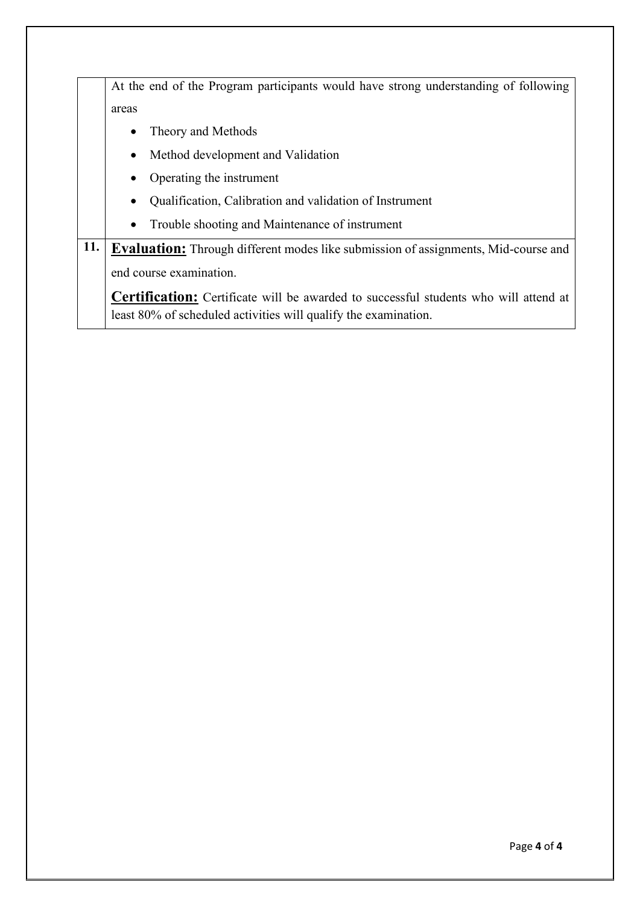| | |
|---|---|
| | At the end of the Program participants would have strong understanding of following areas<br>• Theory and Methods<br>• Method development and Validation<br>• Operating the instrument<br>• Qualification, Calibration and validation of Instrument<br>• Trouble shooting and Maintenance of instrument |
| **11.** | **Evaluation:** Through different modes like submission of assignments, Mid-course and end course examination.<br>**Certification:** Certificate will be awarded to successful students who will attend at least 80% of scheduled activities will qualify the examination. |